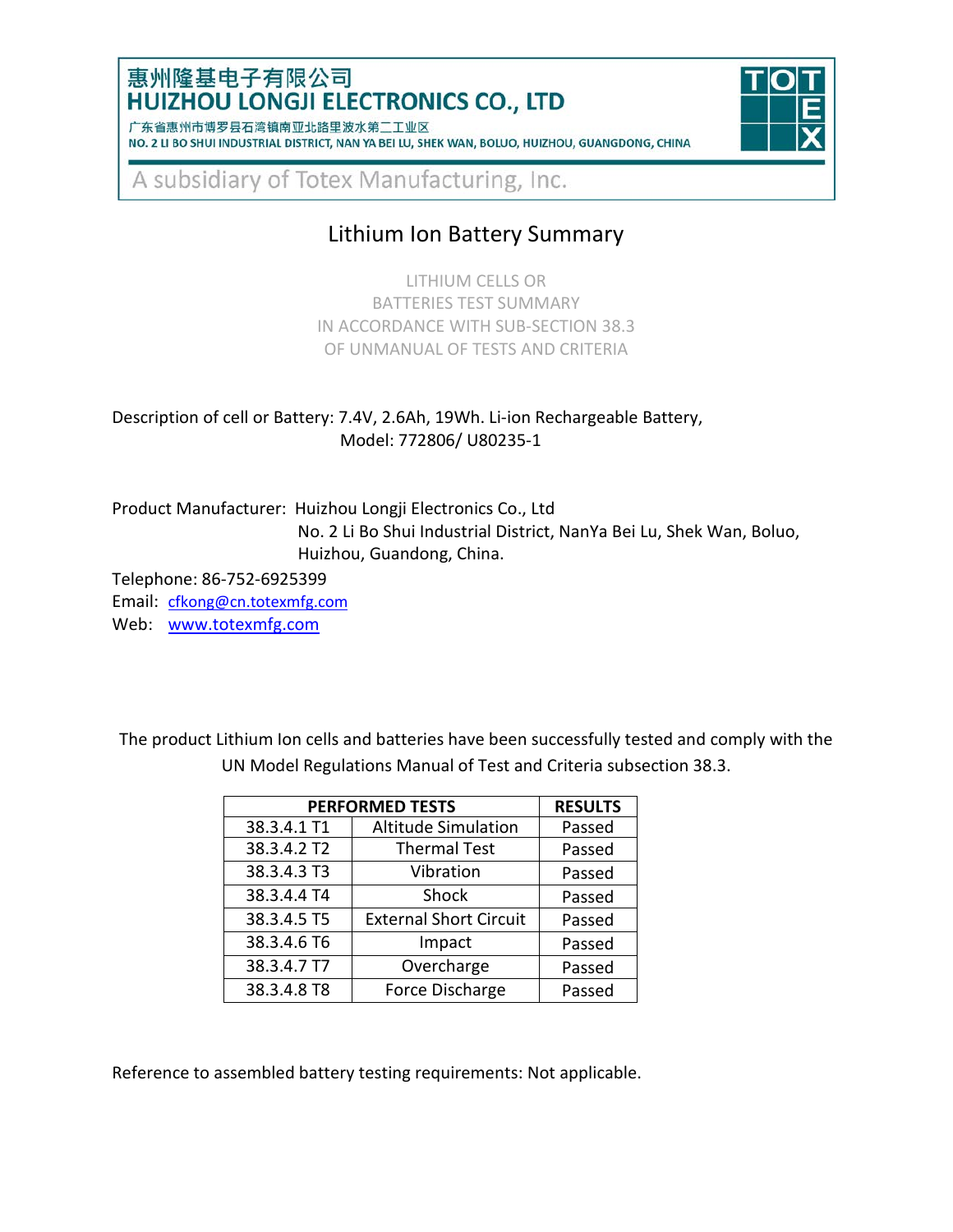惠州隆基电子有限公司
**HUIZHOU LONGJI ELECTRONICS CO., LTD**

广东省惠州市博罗县石湾镇南亚北路里波水第二工业区
NO. 2 LI BO SHUI INDUSTRIAL DISTRICT, NAN YA BEI LU, SHEK WAN, BOLUO, HUIZHOU, GUANGDONG, CHINA

TOTEX

A subsidiary of Totex Manufacturing, Inc.

# Lithium Ion Battery Summary

LITHIUM CELLS OR
BATTERIES TEST SUMMARY
IN ACCORDANCE WITH SUB-SECTION 38.3
OF UNMANUAL OF TESTS AND CRITERIA

Description of cell or Battery: 7.4V, 2.6Ah, 19Wh. Li-ion Rechargeable Battery,
Model: 772806/ U80235-1

Product Manufacturer: Huizhou Longji Electronics Co., Ltd
No. 2 Li Bo Shui Industrial District, NanYa Bei Lu, Shek Wan, Boluo, Huizhou, Guandong, China.

Telephone: 86-752-6925399
Email: cfkong@cn.totexmfg.com
Web: www.totexmfg.com

The product Lithium Ion cells and batteries have been successfully tested and comply with the UN Model Regulations Manual of Test and Criteria subsection 38.3.

| PERFORMED TESTS | | RESULTS |
|---|---|---|
| 38.3.4.1 T1 | Altitude Simulation | Passed |
| 38.3.4.2 T2 | Thermal Test | Passed |
| 38.3.4.3 T3 | Vibration | Passed |
| 38.3.4.4 T4 | Shock | Passed |
| 38.3.4.5 T5 | External Short Circuit | Passed |
| 38.3.4.6 T6 | Impact | Passed |
| 38.3.4.7 T7 | Overcharge | Passed |
| 38.3.4.8 T8 | Force Discharge | Passed |

Reference to assembled battery testing requirements: Not applicable.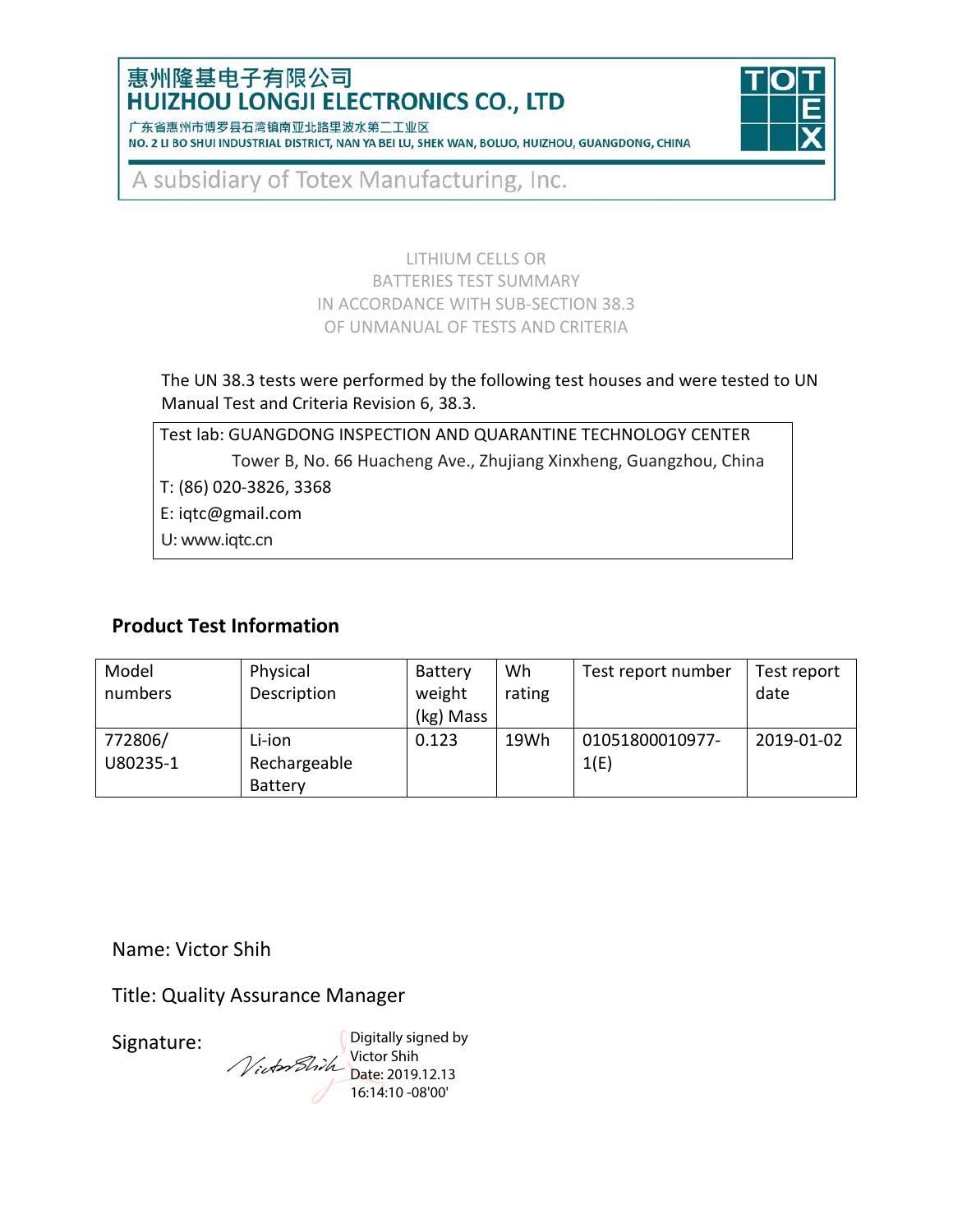惠州隆基电子有限公司
**HUIZHOU LONGJI ELECTRONICS CO., LTD**

广东省惠州市博罗县石湾镇南亚北路里波水第二工业区
NO. 2 LI BO SHUI INDUSTRIAL DISTRICT, NAN YA BEI LU, SHEK WAN, BOLUO, HUIZHOU, GUANGDONG, CHINA

A subsidiary of Totex Manufacturing, Inc.

LITHIUM CELLS OR
BATTERIES TEST SUMMARY
IN ACCORDANCE WITH SUB-SECTION 38.3
OF UNMANUAL OF TESTS AND CRITERIA

The UN 38.3 tests were performed by the following test houses and were tested to UN Manual Test and Criteria Revision 6, 38.3.

Test lab: GUANGDONG INSPECTION AND QUARANTINE TECHNOLOGY CENTER
Tower B, No. 66 Huacheng Ave., Zhujiang Xinxheng, Guangzhou, China
T: (86) 020-3826, 3368
E: iqtc@gmail.com
U: www.iqtc.cn

## Product Test Information

| Model numbers | Physical Description | Battery weight (kg) Mass | Wh rating | Test report number | Test report date |
|---|---|---|---|---|---|
| 772806/ U80235-1 | Li-ion Rechargeable Battery | 0.123 | 19Wh | 01051800010977-1(E) | 2019-01-02 |

Name: Victor Shih

Title: Quality Assurance Manager

Signature: Victor Shih

Digitally signed by Victor Shih
Date: 2019.12.13 16:14:10 -08'00'